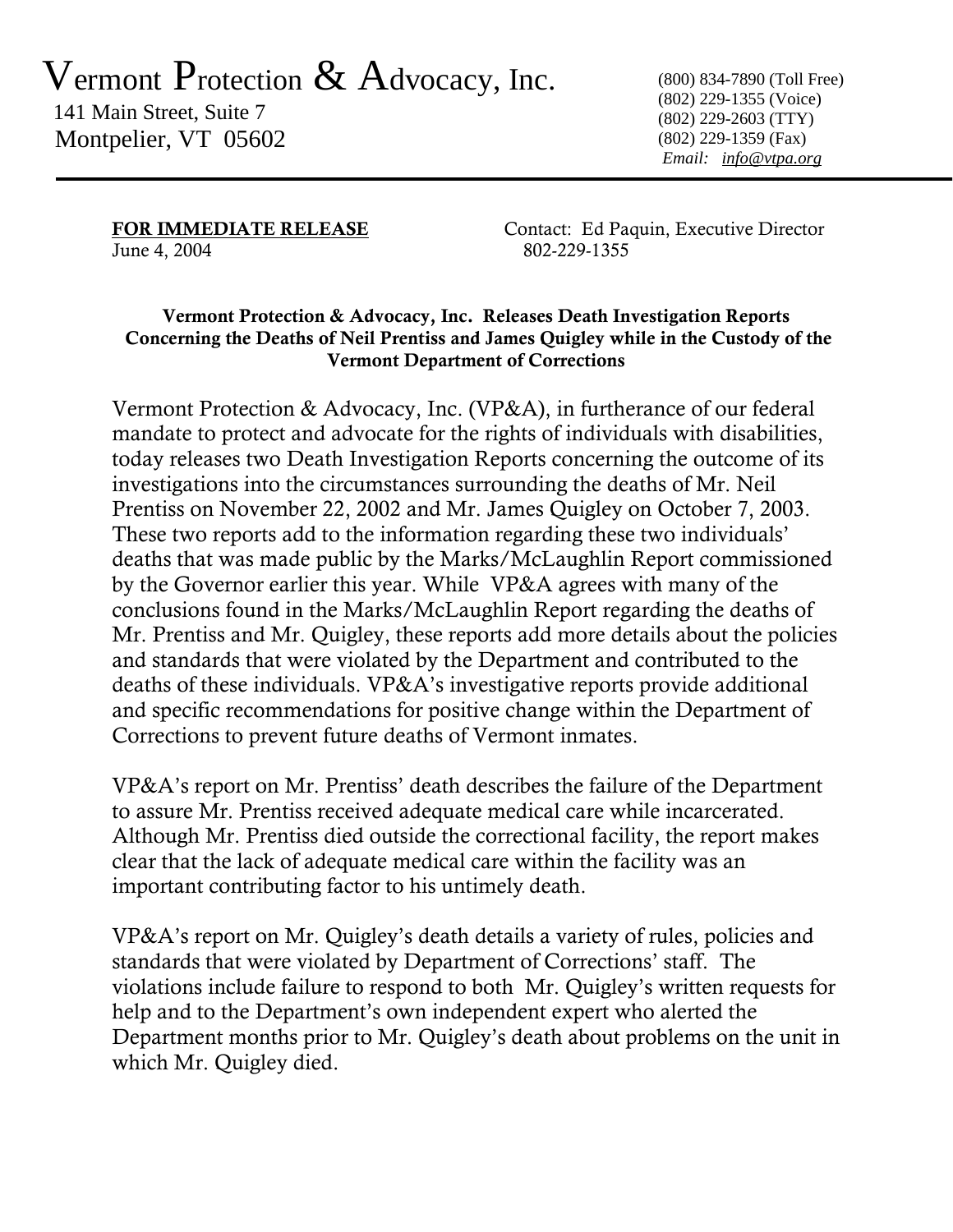# Vermont Protection & Advocacy, Inc.

141 Main Street, Suite 7
Montpelier, VT 05602

(800) 834-7890 (Toll Free)
(802) 229-1355 (Voice)
(802) 229-2603 (TTY)
(802) 229-1359 (Fax)
*Email: info@vtpa.org*

---

**FOR IMMEDIATE RELEASE**
June 4, 2004

Contact: Ed Paquin, Executive Director
802-229-1355

### Vermont Protection & Advocacy, Inc. Releases Death Investigation Reports Concerning the Deaths of Neil Prentiss and James Quigley while in the Custody of the Vermont Department of Corrections

Vermont Protection & Advocacy, Inc. (VP&A), in furtherance of our federal mandate to protect and advocate for the rights of individuals with disabilities, today releases two Death Investigation Reports concerning the outcome of its investigations into the circumstances surrounding the deaths of Mr. Neil Prentiss on November 22, 2002 and Mr. James Quigley on October 7, 2003. These two reports add to the information regarding these two individuals' deaths that was made public by the Marks/McLaughlin Report commissioned by the Governor earlier this year. While VP&A agrees with many of the conclusions found in the Marks/McLaughlin Report regarding the deaths of Mr. Prentiss and Mr. Quigley, these reports add more details about the policies and standards that were violated by the Department and contributed to the deaths of these individuals. VP&A's investigative reports provide additional and specific recommendations for positive change within the Department of Corrections to prevent future deaths of Vermont inmates.

VP&A's report on Mr. Prentiss' death describes the failure of the Department to assure Mr. Prentiss received adequate medical care while incarcerated. Although Mr. Prentiss died outside the correctional facility, the report makes clear that the lack of adequate medical care within the facility was an important contributing factor to his untimely death.

VP&A's report on Mr. Quigley's death details a variety of rules, policies and standards that were violated by Department of Corrections' staff. The violations include failure to respond to both Mr. Quigley's written requests for help and to the Department's own independent expert who alerted the Department months prior to Mr. Quigley's death about problems on the unit in which Mr. Quigley died.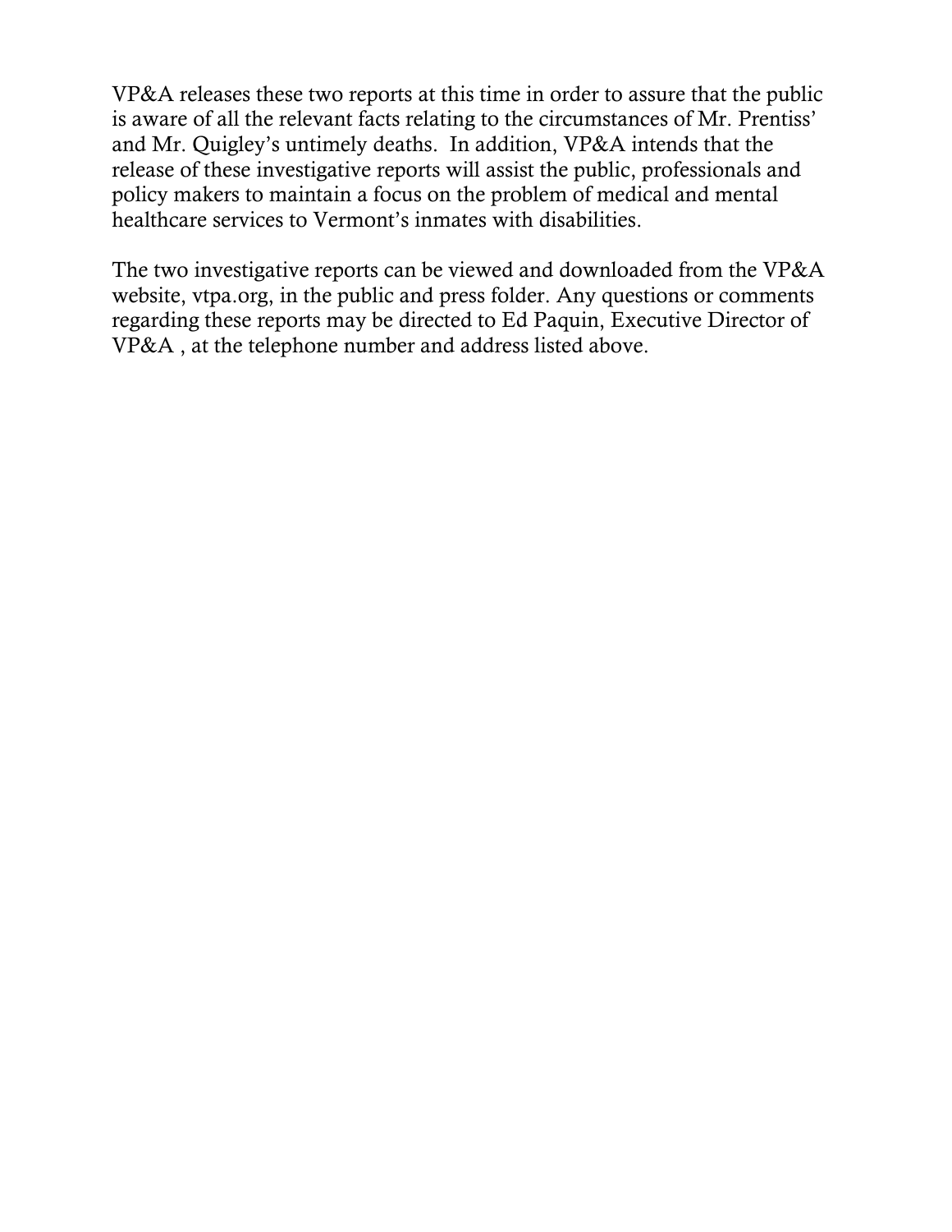VP&A releases these two reports at this time in order to assure that the public is aware of all the relevant facts relating to the circumstances of Mr. Prentiss' and Mr. Quigley's untimely deaths. In addition, VP&A intends that the release of these investigative reports will assist the public, professionals and policy makers to maintain a focus on the problem of medical and mental healthcare services to Vermont's inmates with disabilities.

The two investigative reports can be viewed and downloaded from the VP&A website, vtpa.org, in the public and press folder. Any questions or comments regarding these reports may be directed to Ed Paquin, Executive Director of VP&A , at the telephone number and address listed above.